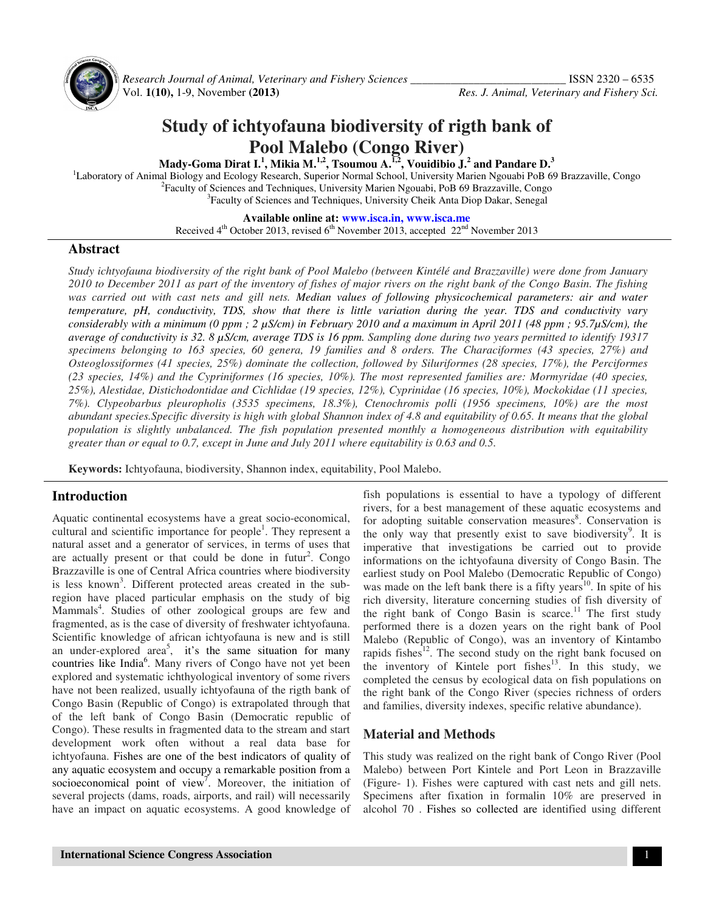# Study of ichtyofauna biodiversity of rigth bank of Pool Malebo (Congo River)

**Mady-Goma Dirat I.[1], Mikia M.[1,2], Tsoumou A.[1,2], Vouidibio J.[2] and Pandare D.[3]**

[1]Laboratory of Animal Biology and Ecology Research, Superior Normal School, University Marien Ngouabi PoB 69 Brazzaville, Congo
[2]Faculty of Sciences and Techniques, University Marien Ngouabi, PoB 69 Brazzaville, Congo
[3]Faculty of Sciences and Techniques, University Cheik Anta Diop Dakar, Senegal

**Available online at: www.isca.in, www.isca.me**
Received 4th October 2013, revised 6th November 2013, accepted 22nd November 2013

## Abstract

*Study ichtyofauna biodiversity of the right bank of Pool Malebo (between Kintélé and Brazzaville) were done from January 2010 to December 2011 as part of the inventory of fishes of major rivers on the right bank of the Congo Basin. The fishing was carried out with cast nets and gill nets. Median values of following physicochemical parameters: air and water temperature, pH, conductivity, TDS, show that there is little variation during the year. TDS and conductivity vary considerably with a minimum (0 ppm ; 2 µS/cm) in February 2010 and a maximum in April 2011 (48 ppm ; 95.7µS/cm), the average of conductivity is 32. 8 µS/cm, average TDS is 16 ppm. Sampling done during two years permitted to identify 19317 specimens belonging to 163 species, 60 genera, 19 families and 8 orders. The Characiformes (43 species, 27%) and Osteoglossiformes (41 species, 25%) dominate the collection, followed by Siluriformes (28 species, 17%), the Perciformes (23 species, 14%) and the Cypriniformes (16 species, 10%). The most represented families are: Mormyridae (40 species, 25%), Alestidae, Distichodontidae and Cichlidae (19 species, 12%), Cyprinidae (16 species, 10%), Mockokidae (11 species, 7%). Clypeobarbus pleuropholis (3535 specimens, 18.3%), Ctenochromis polli (1956 specimens, 10%) are the most abundant species.Specific diversity is high with global Shannon index of 4.8 and equitability of 0.65. It means that the global population is slightly unbalanced. The fish population presented monthly a homogeneous distribution with equitability greater than or equal to 0.7, except in June and July 2011 where equitability is 0.63 and 0.5.*

**Keywords:** Ichtyofauna, biodiversity, Shannon index, equitability, Pool Malebo.

## Introduction

Aquatic continental ecosystems have a great socio-economical, cultural and scientific importance for people[1]. They represent a natural asset and a generator of services, in terms of uses that are actually present or that could be done in futur[2]. Congo Brazzaville is one of Central Africa countries where biodiversity is less known[3]. Different protected areas created in the sub-region have placed particular emphasis on the study of big Mammals[4]. Studies of other zoological groups are few and fragmented, as is the case of diversity of freshwater ichtyofauna. Scientific knowledge of african ichtyofauna is new and is still an under-explored area[5], it's the same situation for many countries like India[6]. Many rivers of Congo have not yet been explored and systematic ichthyological inventory of some rivers have not been realized, usually ichtyofauna of the rigth bank of Congo Basin (Republic of Congo) is extrapolated through that of the left bank of Congo Basin (Democratic republic of Congo). These results in fragmented data to the stream and start development work often without a real data base for ichtyofauna. Fishes are one of the best indicators of quality of any aquatic ecosystem and occupy a remarkable position from a socioeconomical point of view[7]. Moreover, the initiation of several projects (dams, roads, airports, and rail) will necessarily have an impact on aquatic ecosystems. A good knowledge of fish populations is essential to have a typology of different rivers, for a best management of these aquatic ecosystems and for adopting suitable conservation measures[8]. Conservation is the only way that presently exist to save biodiversity[9]. It is imperative that investigations be carried out to provide informations on the ichtyofauna diversity of Congo Basin. The earliest study on Pool Malebo (Democratic Republic of Congo) was made on the left bank there is a fifty years[10]. In spite of his rich diversity, literature concerning studies of fish diversity of the right bank of Congo Basin is scarce.[11] The first study performed there is a dozen years on the right bank of Pool Malebo (Republic of Congo), was an inventory of Kintambo rapids fishes[12]. The second study on the right bank focused on the inventory of Kintele port fishes[13]. In this study, we completed the census by ecological data on fish populations on the right bank of the Congo River (species richness of orders and families, diversity indexes, specific relative abundance).

## Material and Methods

This study was realized on the right bank of Congo River (Pool Malebo) between Port Kintele and Port Leon in Brazzaville (Figure- 1). Fishes were captured with cast nets and gill nets. Specimens after fixation in formalin 10% are preserved in alcohol 70 . Fishes so collected are identified using different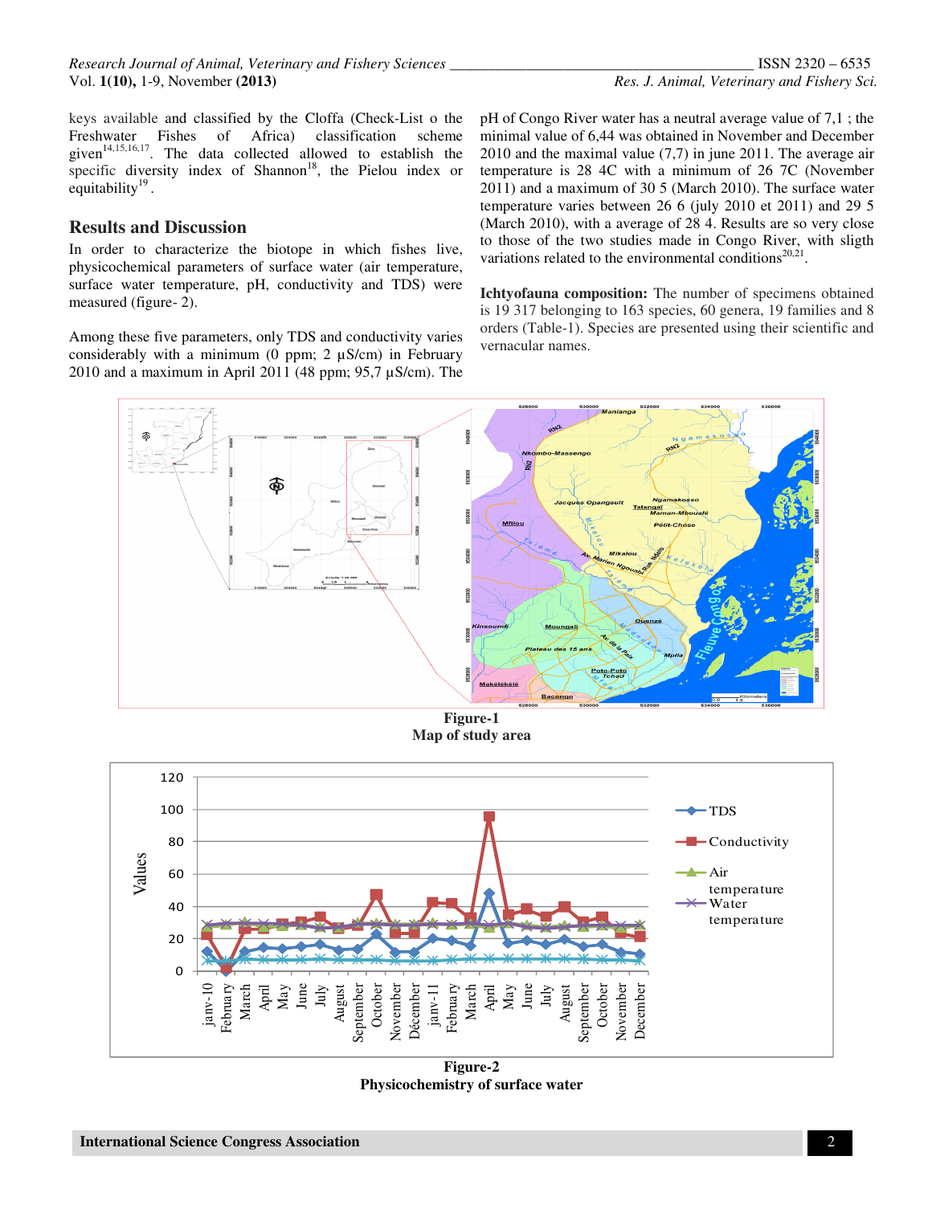keys available and classified by the Cloffa (Check-List o the Freshwater Fishes of Africa) classification scheme given[14,15,16,17]. The data collected allowed to establish the specific diversity index of Shannon[18], the Pielou index or equitability[19].

## Results and Discussion

In order to characterize the biotope in which fishes live, physicochemical parameters of surface water (air temperature, surface water temperature, pH, conductivity and TDS) were measured (figure- 2).

Among these five parameters, only TDS and conductivity varies considerably with a minimum (0 ppm; 2 µS/cm) in February 2010 and a maximum in April 2011 (48 ppm; 95,7 µS/cm). The pH of Congo River water has a neutral average value of 7,1 ; the minimal value of 6,44 was obtained in November and December 2010 and the maximal value (7,7) in june 2011. The average air temperature is 28 4C with a minimum of 26 7C (November 2011) and a maximum of 30 5 (March 2010). The surface water temperature varies between 26 6 (july 2010 et 2011) and 29 5 (March 2010), with a average of 28 4. Results are so very close to those of the two studies made in Congo River, with sligth variations related to the environmental conditions[20,21].

**Ichtyofauna composition:** The number of specimens obtained is 19 317 belonging to 163 species, 60 genera, 19 families and 8 orders (Table-1). Species are presented using their scientific and vernacular names.

**Figure-1**
**Map of study area**

**Figure-2**
**Physicochemistry of surface water**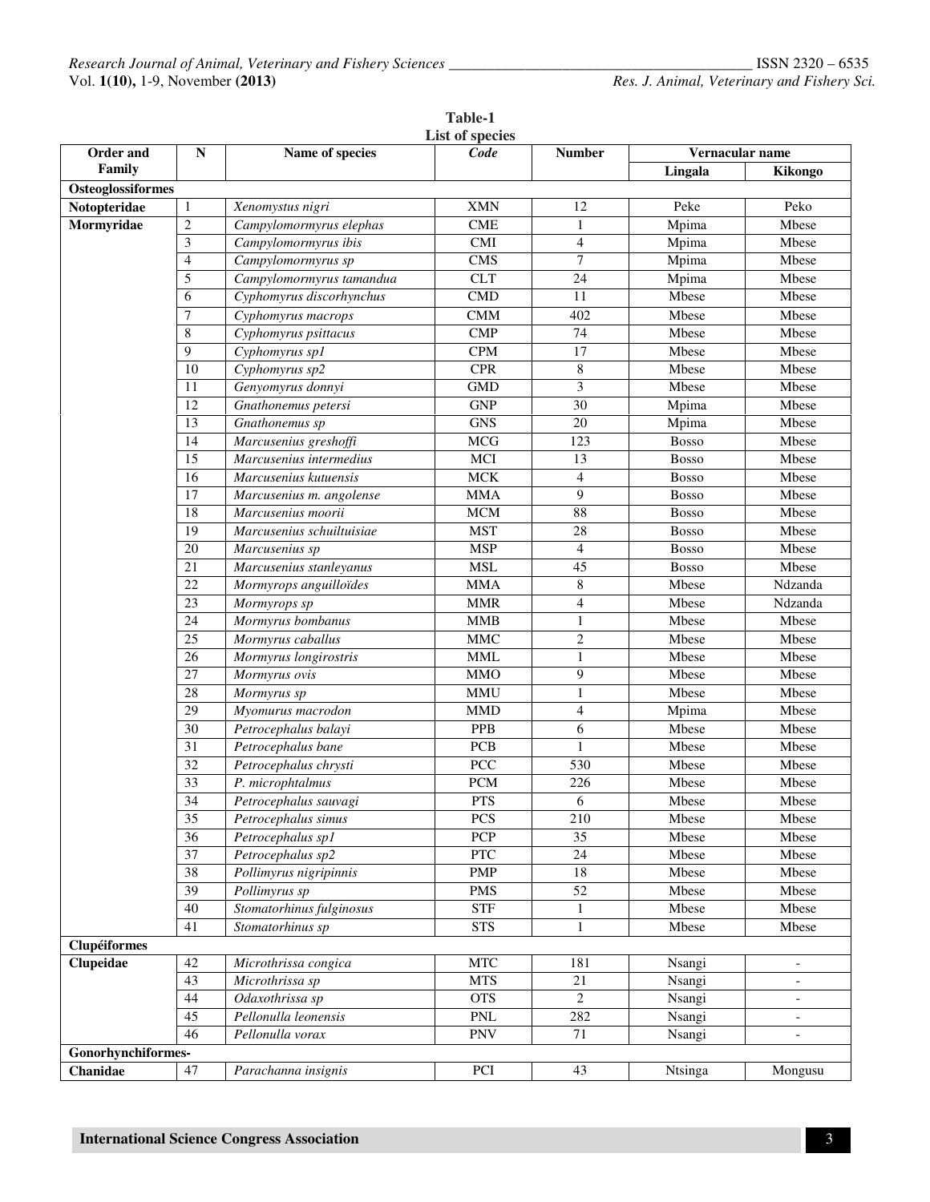**Table-1**
**List of species**

| Order and Family | N | Name of species | *Code* | Number | Vernacular name | |
|---|---|---|---|---|---|---|
| | | | | | Lingala | Kikongo |
| **Osteoglossiformes** | | | | | | |
| **Notopteridae** | 1 | *Xenomystus nigri* | XMN | 12 | Peke | Peko |
| **Mormyridae** | 2 | *Campylomormyrus elephas* | CME | 1 | Mpima | Mbese |
| | 3 | *Campylomormyrus ibis* | CMI | 4 | Mpima | Mbese |
| | 4 | *Campylomormyrus sp* | CMS | 7 | Mpima | Mbese |
| | 5 | *Campylomormyrus tamandua* | CLT | 24 | Mpima | Mbese |
| | 6 | *Cyphomyrus discorhynchus* | CMD | 11 | Mbese | Mbese |
| | 7 | *Cyphomyrus macrops* | CMM | 402 | Mbese | Mbese |
| | 8 | *Cyphomyrus psittacus* | CMP | 74 | Mbese | Mbese |
| | 9 | *Cyphomyrus sp1* | CPM | 17 | Mbese | Mbese |
| | 10 | *Cyphomyrus sp2* | CPR | 8 | Mbese | Mbese |
| | 11 | *Genyomyrus donnyi* | GMD | 3 | Mbese | Mbese |
| | 12 | *Gnathonemus petersi* | GNP | 30 | Mpima | Mbese |
| | 13 | *Gnathonemus sp* | GNS | 20 | Mpima | Mbese |
| | 14 | *Marcusenius greshoffi* | MCG | 123 | Bosso | Mbese |
| | 15 | *Marcusenius intermedius* | MCI | 13 | Bosso | Mbese |
| | 16 | *Marcusenius kutuensis* | MCK | 4 | Bosso | Mbese |
| | 17 | *Marcusenius m. angolense* | MMA | 9 | Bosso | Mbese |
| | 18 | *Marcusenius moorii* | MCM | 88 | Bosso | Mbese |
| | 19 | *Marcusenius schuiltuisiae* | MST | 28 | Bosso | Mbese |
| | 20 | *Marcusenius sp* | MSP | 4 | Bosso | Mbese |
| | 21 | *Marcusenius stanleyanus* | MSL | 45 | Bosso | Mbese |
| | 22 | *Mormyrops anguilloïdes* | MMA | 8 | Mbese | Ndzanda |
| | 23 | *Mormyrops sp* | MMR | 4 | Mbese | Ndzanda |
| | 24 | *Mormyrus bombanus* | MMB | 1 | Mbese | Mbese |
| | 25 | *Mormyrus caballus* | MMC | 2 | Mbese | Mbese |
| | 26 | *Mormyrus longirostris* | MML | 1 | Mbese | Mbese |
| | 27 | *Mormyrus ovis* | MMO | 9 | Mbese | Mbese |
| | 28 | *Mormyrus sp* | MMU | 1 | Mbese | Mbese |
| | 29 | *Myomurus macrodon* | MMD | 4 | Mpima | Mbese |
| | 30 | *Petrocephalus balayi* | PPB | 6 | Mbese | Mbese |
| | 31 | *Petrocephalus bane* | PCB | 1 | Mbese | Mbese |
| | 32 | *Petrocephalus chrysti* | PCC | 530 | Mbese | Mbese |
| | 33 | *P. microphtalmus* | PCM | 226 | Mbese | Mbese |
| | 34 | *Petrocephalus sauvagi* | PTS | 6 | Mbese | Mbese |
| | 35 | *Petrocephalus simus* | PCS | 210 | Mbese | Mbese |
| | 36 | *Petrocephalus sp1* | PCP | 35 | Mbese | Mbese |
| | 37 | *Petrocephalus sp2* | PTC | 24 | Mbese | Mbese |
| | 38 | *Pollimyrus nigripinnis* | PMP | 18 | Mbese | Mbese |
| | 39 | *Pollimyrus sp* | PMS | 52 | Mbese | Mbese |
| | 40 | *Stomatorhinus fulginosus* | STF | 1 | Mbese | Mbese |
| | 41 | *Stomatorhinus sp* | STS | 1 | Mbese | Mbese |
| **Clupéiformes** | | | | | | |
| **Clupeidae** | 42 | *Microthrissa congica* | MTC | 181 | Nsangi | - |
| | 43 | *Microthrissa sp* | MTS | 21 | Nsangi | - |
| | 44 | *Odaxothrissa sp* | OTS | 2 | Nsangi | - |
| | 45 | *Pellonulla leonensis* | PNL | 282 | Nsangi | - |
| | 46 | *Pellonulla vorax* | PNV | 71 | Nsangi | - |
| **Gonorhynchiformes-** | | | | | | |
| **Chanidae** | 47 | *Parachanna insignis* | PCI | 43 | Ntsinga | Mongusu |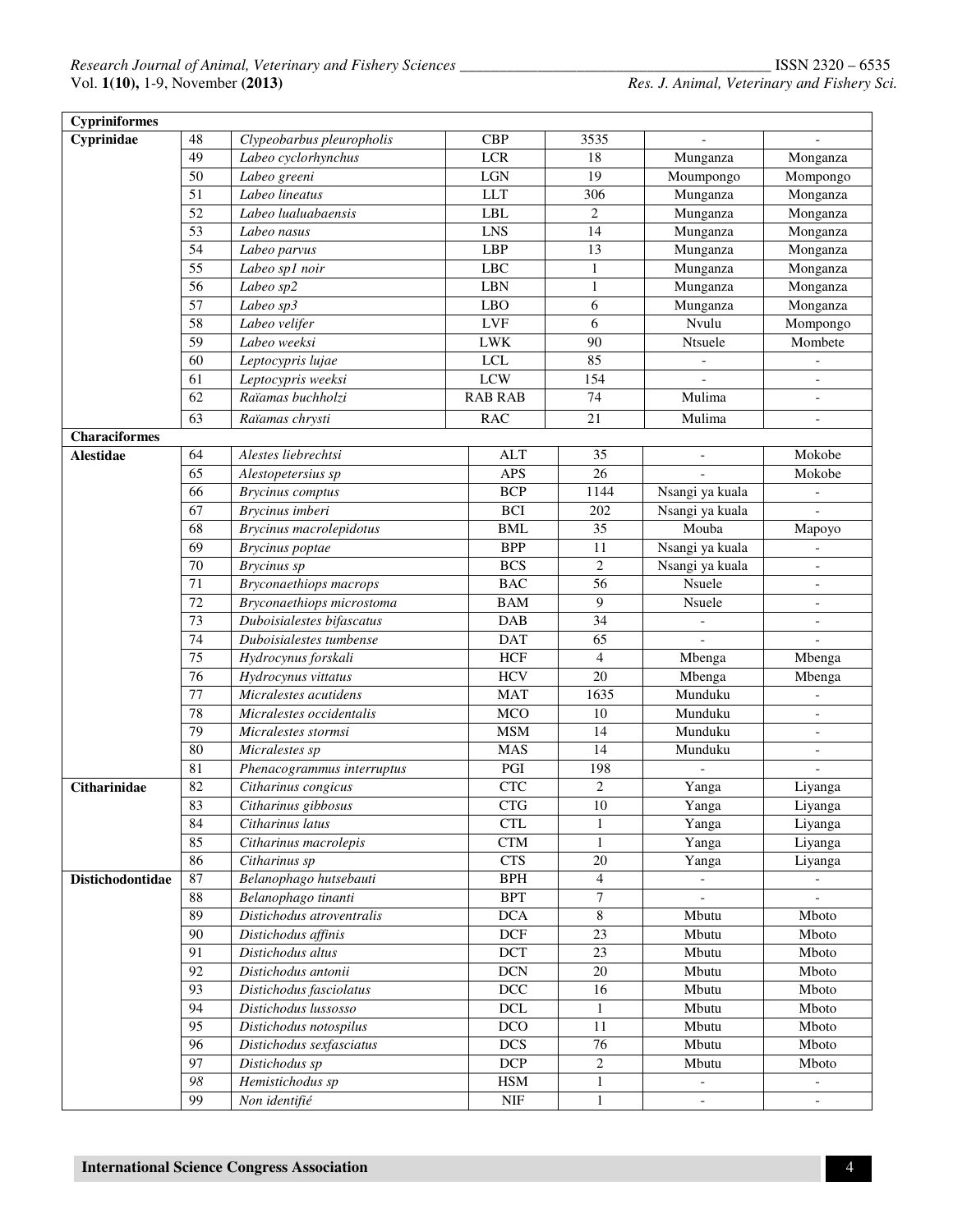| | | | | | | |
|---|---|---|---|---|---|---|
| **Cypriniformes** | | | | | | |
| **Cyprinidae** | 48 | *Clypeobarbus pleuropholis* | CBP | 3535 | - | - |
| | 49 | *Labeo cyclorhynchus* | LCR | 18 | Munganza | Monganza |
| | 50 | *Labeo greeni* | LGN | 19 | Moumpongo | Mompongo |
| | 51 | *Labeo lineatus* | LLT | 306 | Munganza | Monganza |
| | 52 | *Labeo lualuabaensis* | LBL | 2 | Munganza | Monganza |
| | 53 | *Labeo nasus* | LNS | 14 | Munganza | Monganza |
| | 54 | *Labeo parvus* | LBP | 13 | Munganza | Monganza |
| | 55 | *Labeo sp1 noir* | LBC | 1 | Munganza | Monganza |
| | 56 | *Labeo sp2* | LBN | 1 | Munganza | Monganza |
| | 57 | *Labeo sp3* | LBO | 6 | Munganza | Monganza |
| | 58 | *Labeo velifer* | LVF | 6 | Nvulu | Mompongo |
| | 59 | *Labeo weeksi* | LWK | 90 | Ntsuele | Mombete |
| | 60 | *Leptocypris lujae* | LCL | 85 | - | - |
| | 61 | *Leptocypris weeksi* | LCW | 154 | - | - |
| | 62 | *Raïamas buchholzi* | RAB RAB | 74 | Mulima | - |
| | 63 | *Raïamas chrysti* | RAC | 21 | Mulima | - |
| **Characiformes** | | | | | | |
| **Alestidae** | 64 | *Alestes liebrechtsi* | ALT | 35 | - | Mokobe |
| | 65 | *Alestopetersius sp* | APS | 26 | - | Mokobe |
| | 66 | *Brycinus comptus* | BCP | 1144 | Nsangi ya kuala | - |
| | 67 | *Brycinus imberi* | BCI | 202 | Nsangi ya kuala | - |
| | 68 | *Brycinus macrolepidotus* | BML | 35 | Mouba | Mapoyo |
| | 69 | *Brycinus poptae* | BPP | 11 | Nsangi ya kuala | - |
| | 70 | *Brycinus sp* | BCS | 2 | Nsangi ya kuala | - |
| | 71 | *Bryconaethiops macrops* | BAC | 56 | Nsuele | - |
| | 72 | *Bryconaethiops microstoma* | BAM | 9 | Nsuele | - |
| | 73 | *Duboisialestes bifascatus* | DAB | 34 | - | - |
| | 74 | *Duboisialestes tumbense* | DAT | 65 | - | - |
| | 75 | *Hydrocynus forskali* | HCF | 4 | Mbenga | Mbenga |
| | 76 | *Hydrocynus vittatus* | HCV | 20 | Mbenga | Mbenga |
| | 77 | *Micralestes acutidens* | MAT | 1635 | Munduku | - |
| | 78 | *Micralestes occidentalis* | MCO | 10 | Munduku | - |
| | 79 | *Micralestes stormsi* | MSM | 14 | Munduku | - |
| | 80 | *Micralestes sp* | MAS | 14 | Munduku | - |
| | 81 | *Phenacogrammus interruptus* | PGI | 198 | - | - |
| **Citharinidae** | 82 | *Citharinus congicus* | CTC | 2 | Yanga | Liyanga |
| | 83 | *Citharinus gibbosus* | CTG | 10 | Yanga | Liyanga |
| | 84 | *Citharinus latus* | CTL | 1 | Yanga | Liyanga |
| | 85 | *Citharinus macrolepis* | CTM | 1 | Yanga | Liyanga |
| | 86 | *Citharinus sp* | CTS | 20 | Yanga | Liyanga |
| **Distichodontidae** | 87 | *Belanophago hutsebauti* | BPH | 4 | - | - |
| | 88 | *Belanophago tinanti* | BPT | 7 | - | - |
| | 89 | *Distichodus atroventralis* | DCA | 8 | Mbutu | Mboto |
| | 90 | *Distichodus affinis* | DCF | 23 | Mbutu | Mboto |
| | 91 | *Distichodus altus* | DCT | 23 | Mbutu | Mboto |
| | 92 | *Distichodus antonii* | DCN | 20 | Mbutu | Mboto |
| | 93 | *Distichodus fasciolatus* | DCC | 16 | Mbutu | Mboto |
| | 94 | *Distichodus lussosso* | DCL | 1 | Mbutu | Mboto |
| | 95 | *Distichodus notospilus* | DCO | 11 | Mbutu | Mboto |
| | 96 | *Distichodus sexfasciatus* | DCS | 76 | Mbutu | Mboto |
| | 97 | *Distichodus sp* | DCP | 2 | Mbutu | Mboto |
| | 98 | *Hemistichodus sp* | HSM | 1 | - | - |
| | 99 | *Non identifié* | NIF | 1 | - | - |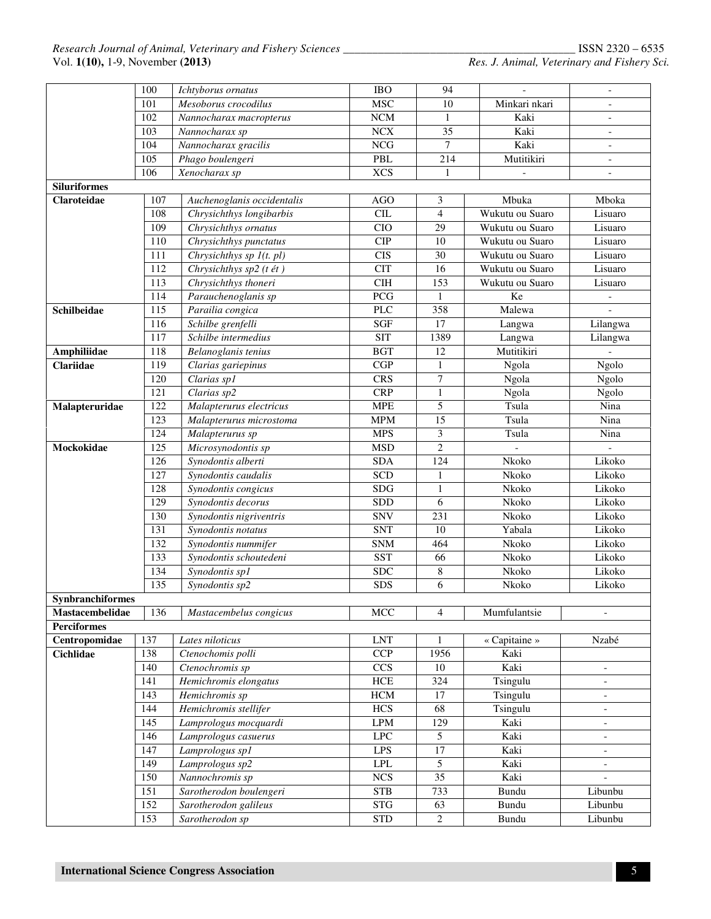| | | | | | | |
|---|---|---|---|---|---|---|
| | 100 | *Ichtyborus ornatus* | IBO | 94 | - | - |
| | 101 | *Mesoborus crocodilus* | MSC | 10 | Minkari nkari | - |
| | 102 | *Nannocharax macropterus* | NCM | 1 | Kaki | - |
| | 103 | *Nannocharax sp* | NCX | 35 | Kaki | - |
| | 104 | *Nannocharax gracilis* | NCG | 7 | Kaki | - |
| | 105 | *Phago boulengeri* | PBL | 214 | Mutitikiri | - |
| | 106 | *Xenocharax sp* | XCS | 1 | - | - |
| **Siluriformes** | | | | | | |
| **Claroteidae** | 107 | *Auchenoglanis occidentalis* | AGO | 3 | Mbuka | Mboka |
| | 108 | *Chrysichthys longibarbis* | CIL | 4 | Wukutu ou Suaro | Lisuaro |
| | 109 | *Chrysichthys ornatus* | CIO | 29 | Wukutu ou Suaro | Lisuaro |
| | 110 | *Chrysichthys punctatus* | CIP | 10 | Wukutu ou Suaro | Lisuaro |
| | 111 | *Chrysichthys sp 1(t. pl)* | CIS | 30 | Wukutu ou Suaro | Lisuaro |
| | 112 | *Chrysichthys sp2 (t ét )* | CIT | 16 | Wukutu ou Suaro | Lisuaro |
| | 113 | *Chrysichthys thoneri* | CIH | 153 | Wukutu ou Suaro | Lisuaro |
| | 114 | *Parauchenoglanis sp* | PCG | 1 | Ke | - |
| **Schilbeidae** | 115 | *Parailia congica* | PLC | 358 | Malewa | - |
| | 116 | *Schilbe grenfelli* | SGF | 17 | Langwa | Lilangwa |
| | 117 | *Schilbe intermedius* | SIT | 1389 | Langwa | Lilangwa |
| **Amphiliidae** | 118 | *Belanoglanis tenius* | BGT | 12 | Mutitikiri | - |
| **Clariidae** | 119 | *Clarias gariepinus* | CGP | 1 | Ngola | Ngolo |
| | 120 | *Clarias sp1* | CRS | 7 | Ngola | Ngolo |
| | 121 | *Clarias sp2* | CRP | 1 | Ngola | Ngolo |
| **Malapteruridae** | 122 | *Malapterurus electricus* | MPE | 5 | Tsula | Nina |
| | 123 | *Malapterurus microstoma* | MPM | 15 | Tsula | Nina |
| | 124 | *Malapterurus sp* | MPS | 3 | Tsula | Nina |
| **Mockokidae** | 125 | *Microsynodontis sp* | MSD | 2 | - | - |
| | 126 | *Synodontis alberti* | SDA | 124 | Nkoko | Likoko |
| | 127 | *Synodontis caudalis* | SCD | 1 | Nkoko | Likoko |
| | 128 | *Synodontis congicus* | SDG | 1 | Nkoko | Likoko |
| | 129 | *Synodontis decorus* | SDD | 6 | Nkoko | Likoko |
| | 130 | *Synodontis nigriventris* | SNV | 231 | Nkoko | Likoko |
| | 131 | *Synodontis notatus* | SNT | 10 | Yabala | Likoko |
| | 132 | *Synodontis nummifer* | SNM | 464 | Nkoko | Likoko |
| | 133 | *Synodontis schoutedeni* | SST | 66 | Nkoko | Likoko |
| | 134 | *Synodontis sp1* | SDC | 8 | Nkoko | Likoko |
| | 135 | *Synodontis sp2* | SDS | 6 | Nkoko | Likoko |
| **Synbranchiformes** | | | | | | |
| **Mastacembelidae** | 136 | *Mastacembelus congicus* | MCC | 4 | Mumfulantsie | - |
| **Perciformes** | | | | | | |
| **Centropomidae** | 137 | *Lates niloticus* | LNT | 1 | « Capitaine » | Nzabé |
| **Cichlidae** | 138 | *Ctenochomis polli* | CCP | 1956 | Kaki | |
| | 140 | *Ctenochromis sp* | CCS | 10 | Kaki | - |
| | 141 | *Hemichromis elongatus* | HCE | 324 | Tsingulu | - |
| | 143 | *Hemichromis sp* | HCM | 17 | Tsingulu | - |
| | 144 | *Hemichromis stellifer* | HCS | 68 | Tsingulu | - |
| | 145 | *Lamprologus mocquardi* | LPM | 129 | Kaki | - |
| | 146 | *Lamprologus casuerus* | LPC | 5 | Kaki | - |
| | 147 | *Lamprologus sp1* | LPS | 17 | Kaki | - |
| | 149 | *Lamprologus sp2* | LPL | 5 | Kaki | - |
| | 150 | *Nannochromis sp* | NCS | 35 | Kaki | - |
| | 151 | *Sarotherodon boulengeri* | STB | 733 | Bundu | Libunbu |
| | 152 | *Sarotherodon galileus* | STG | 63 | Bundu | Libunbu |
| | 153 | *Sarotherodon sp* | STD | 2 | Bundu | Libunbu |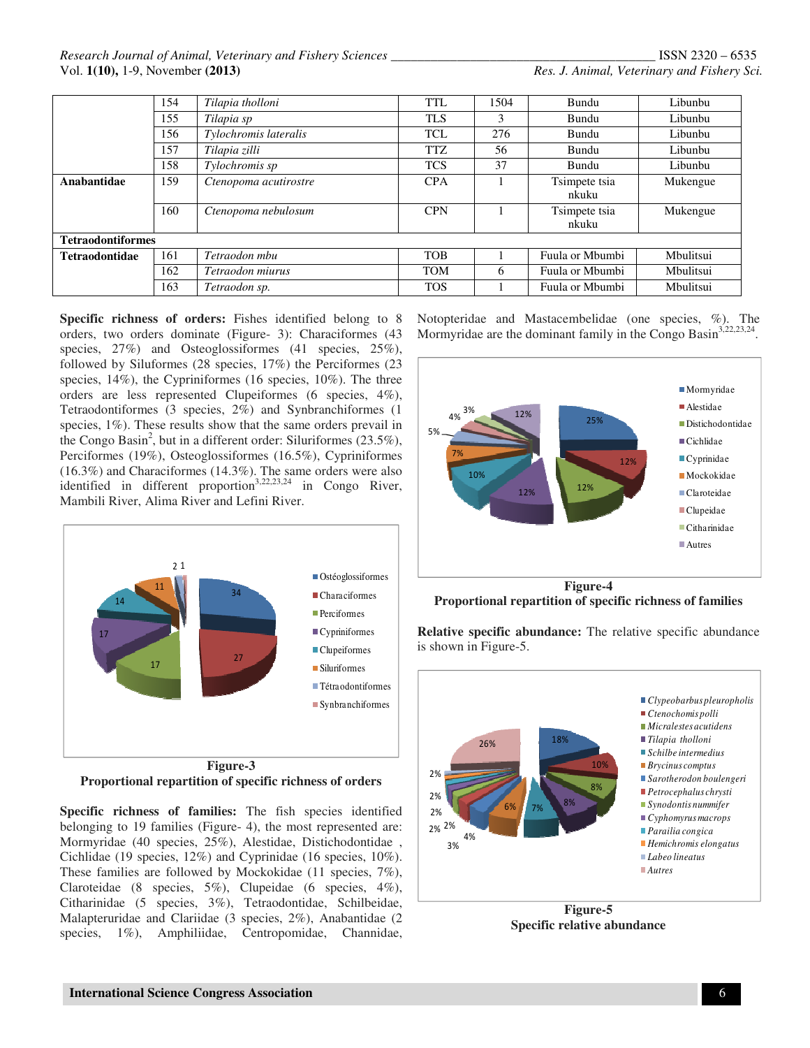|  |  |  |  |  |  |  |
|---|---|---|---|---|---|---|
|  | 154 | *Tilapia tholloni* | TTL | 1504 | Bundu | Libunbu |
|  | 155 | *Tilapia sp* | TLS | 3 | Bundu | Libunbu |
|  | 156 | *Tylochromis lateralis* | TCL | 276 | Bundu | Libunbu |
|  | 157 | *Tilapia zilli* | TTZ | 56 | Bundu | Libunbu |
|  | 158 | *Tylochromis sp* | TCS | 37 | Bundu | Libunbu |
| **Anabantidae** | 159 | *Ctenopoma acutirostre* | CPA | 1 | Tsimpete tsia nkuku | Mukengue |
|  | 160 | *Ctenopoma nebulosum* | CPN | 1 | Tsimpete tsia nkuku | Mukengue |
| **Tetraodontiformes** |  |  |  |  |  |  |
| **Tetraodontidae** | 161 | *Tetraodon mbu* | TOB | 1 | Fuula or Mbumbi | Mbulitsui |
|  | 162 | *Tetraodon miurus* | TOM | 6 | Fuula or Mbumbi | Mbulitsui |
|  | 163 | *Tetraodon sp.* | TOS | 1 | Fuula or Mbumbi | Mbulitsui |

**Specific richness of orders:** Fishes identified belong to 8 orders, two orders dominate (Figure- 3): Characiformes (43 species, 27%) and Osteoglossiformes (41 species, 25%), followed by Siluformes (28 species, 17%) the Perciformes (23 species, 14%), the Cypriniformes (16 species, 10%). The three orders are less represented Clupeiformes (6 species, 4%), Tetraodontiformes (3 species, 2%) and Synbranchiformes (1 species, 1%). These results show that the same orders prevail in the Congo Basin[2], but in a different order: Siluriformes (23.5%), Perciformes (19%), Osteoglossiformes (16.5%), Cypriniformes (16.3%) and Characiformes (14.3%). The same orders were also identified in different proportion[3,22,23,24] in Congo River, Mambili River, Alima River and Lefini River.

Figure-3
**Proportional repartition of specific richness of orders**

**Specific richness of families:** The fish species identified belonging to 19 families (Figure- 4), the most represented are: Mormyridae (40 species, 25%), Alestidae, Distichodontidae , Cichlidae (19 species, 12%) and Cyprinidae (16 species, 10%). These families are followed by Mockokidae (11 species, 7%), Claroteidae (8 species, 5%), Clupeidae (6 species, 4%), Citharinidae (5 species, 3%), Tetraodontidae, Schilbeidae, Malapteruridae and Clariidae (3 species, 2%), Anabantidae (2 species, 1%), Amphiliidae, Centropomidae, Channidae, Notopteridae and Mastacembelidae (one species, %). The Mormyridae are the dominant family in the Congo Basin[3,22,23,24].

Figure-4
**Proportional repartition of specific richness of families**

**Relative specific abundance:** The relative specific abundance is shown in Figure-5.

Figure-5
**Specific relative abundance**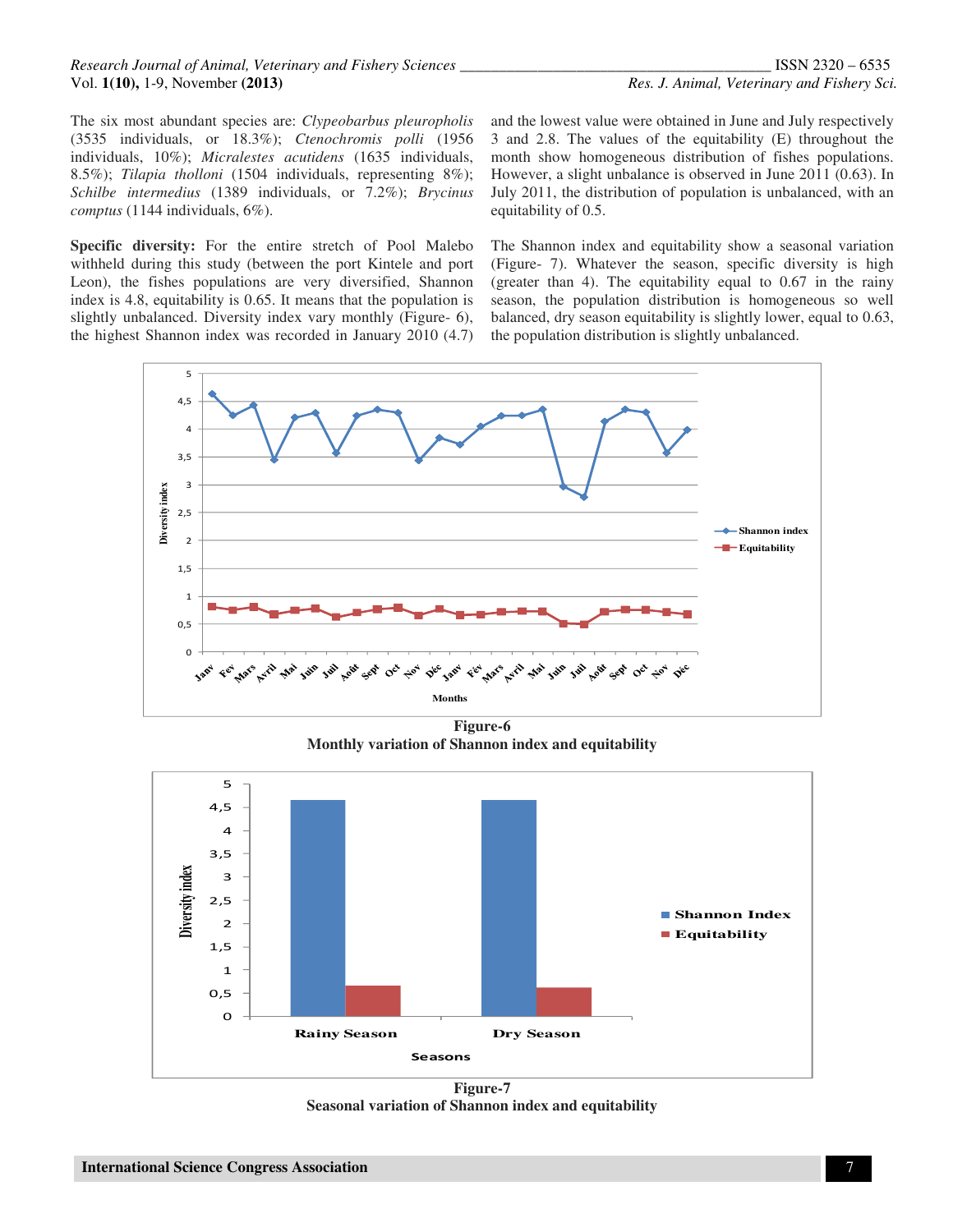The six most abundant species are: *Clypeobarbus pleuropholis* (3535 individuals, or 18.3%); *Ctenochromis polli* (1956 individuals, 10%); *Micralestes acutidens* (1635 individuals, 8.5%); *Tilapia tholloni* (1504 individuals, representing 8%); *Schilbe intermedius* (1389 individuals, or 7.2%); *Brycinus comptus* (1144 individuals, 6%).

**Specific diversity:** For the entire stretch of Pool Malebo withheld during this study (between the port Kintele and port Leon), the fishes populations are very diversified, Shannon index is 4.8, equitability is 0.65. It means that the population is slightly unbalanced. Diversity index vary monthly (Figure- 6), the highest Shannon index was recorded in January 2010 (4.7) and the lowest value were obtained in June and July respectively 3 and 2.8. The values of the equitability (E) throughout the month show homogeneous distribution of fishes populations. However, a slight unbalance is observed in June 2011 (0.63). In July 2011, the distribution of population is unbalanced, with an equitability of 0.5.

The Shannon index and equitability show a seasonal variation (Figure- 7). Whatever the season, specific diversity is high (greater than 4). The equitability equal to 0.67 in the rainy season, the population distribution is homogeneous so well balanced, dry season equitability is slightly lower, equal to 0.63, the population distribution is slightly unbalanced.

**Figure-6**
**Monthly variation of Shannon index and equitability**

**Figure-7**
**Seasonal variation of Shannon index and equitability**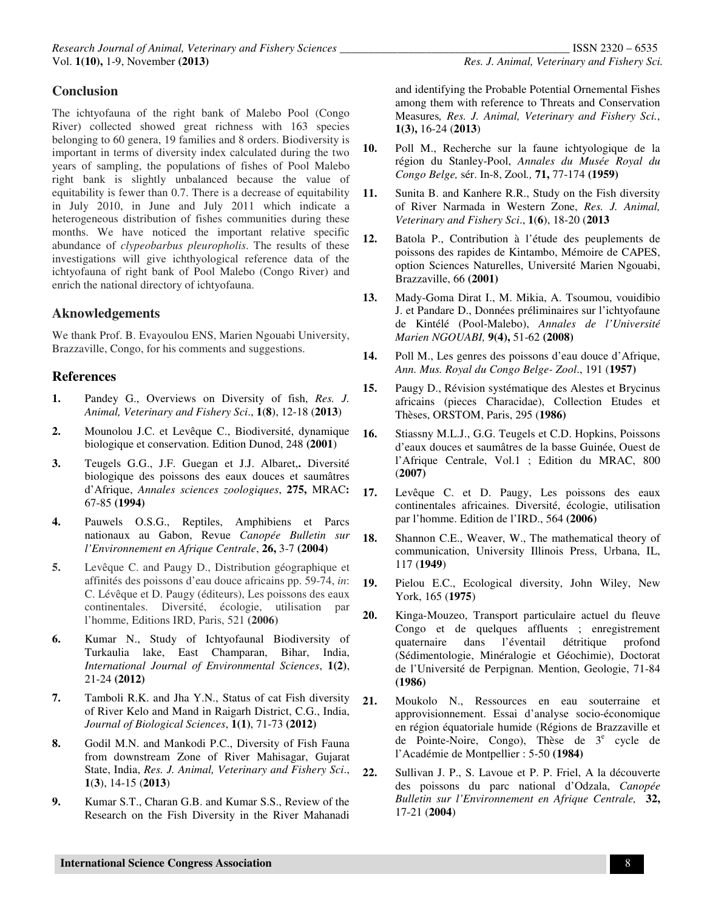## Conclusion

The ichtyofauna of the right bank of Malebo Pool (Congo River) collected showed great richness with 163 species belonging to 60 genera, 19 families and 8 orders. Biodiversity is important in terms of diversity index calculated during the two years of sampling, the populations of fishes of Pool Malebo right bank is slightly unbalanced because the value of equitability is fewer than 0.7. There is a decrease of equitability in July 2010, in June and July 2011 which indicate a heterogeneous distribution of fishes communities during these months. We have noticed the important relative specific abundance of *clypeobarbus pleuropholis*. The results of these investigations will give ichthyological reference data of the ichtyofauna of right bank of Pool Malebo (Congo River) and enrich the national directory of ichtyofauna.

## Aknowledgements

We thank Prof. B. Evayoulou ENS, Marien Ngouabi University, Brazzaville, Congo, for his comments and suggestions.

## References

1. Pandey G., Overviews on Diversity of fish, *Res. J. Animal, Veterinary and Fishery Sci*., **1(8)**, 12-18 (**2013**)
2. Mounolou J.C. et Levêque C., Biodiversité, dynamique biologique et conservation. Edition Dunod, 248 (**2001**)
3. Teugels G.G., J.F. Guegan et J.J. Albaret,**.** Diversité biologique des poissons des eaux douces et saumâtres d'Afrique, *Annales sciences zoologiques*, **275,** MRAC**:** 67-85 **(1994)**
4. Pauwels O.S.G., Reptiles, Amphibiens et Parcs nationaux au Gabon, Revue *Canopée Bulletin sur l'Environnement en Afrique Centrale*, **26,** 3-7 **(2004)**
5. Levêque C. and Paugy D., Distribution géographique et affinités des poissons d'eau douce africains pp. 59-74, *in*: C. Lévêque et D. Paugy (éditeurs), Les poissons des eaux continentales. Diversité, écologie, utilisation par l'homme, Editions IRD, Paris, 521 **(2006)**
6. Kumar N., Study of Ichtyofaunal Biodiversity of Turkaulia lake, East Champaran, Bihar, India, *International Journal of Environmental Sciences*, **1(2)**, 21-24 **(2012)**
7. Tamboli R.K. and Jha Y.N., Status of cat Fish diversity of River Kelo and Mand in Raigarh District, C.G., India, *Journal of Biological Sciences*, **1(1)**, 71-73 **(2012)**
8. Godil M.N. and Mankodi P.C., Diversity of Fish Fauna from downstream Zone of River Mahisagar, Gujarat State, India, *Res. J. Animal, Veterinary and Fishery Sci*., **1(3)**, 14-15 (**2013**)
9. Kumar S.T., Charan G.B. and Kumar S.S., Review of the Research on the Fish Diversity in the River Mahanadi and identifying the Probable Potential Ornemental Fishes among them with reference to Threats and Conservation Measures*, Res. J. Animal, Veterinary and Fishery Sci.*, **1(3),** 16-24 (**2013**)
10. Poll M., Recherche sur la faune ichtyologique de la région du Stanley-Pool, *Annales du Musée Royal du Congo Belge,* sér. In-8, Zool*.,* **71,** 77-174 **(1959)**
11. Sunita B. and Kanhere R.R., Study on the Fish diversity of River Narmada in Western Zone, *Res. J. Animal, Veterinary and Fishery Sci*., **1(6)**, 18-20 (**2013**
12. Batola P., Contribution à l'étude des peuplements de poissons des rapides de Kintambo, Mémoire de CAPES, option Sciences Naturelles, Université Marien Ngouabi, Brazzaville, 66 **(2001)**
13. Mady-Goma Dirat I., M. Mikia, A. Tsoumou, vouidibio J. et Pandare D., Données préliminaires sur l'ichtyofaune de Kintélé (Pool-Malebo), *Annales de l'Université Marien NGOUABI,* **9(4),** 51-62 **(2008)**
14. Poll M., Les genres des poissons d'eau douce d'Afrique, *Ann. Mus. Royal du Congo Belge- Zool*., 191 (**1957**)
15. Paugy D., Révision systématique des Alestes et Brycinus africains (pieces Characidae), Collection Etudes et Thèses, ORSTOM, Paris, 295 (**1986)**
16. Stiassny M.L.J., G.G. Teugels et C.D. Hopkins, Poissons d'eaux douces et saumâtres de la basse Guinée, Ouest de l'Afrique Centrale, Vol.1 ; Edition du MRAC, 800 (**2007)**
17. Levêque C. et D. Paugy, Les poissons des eaux continentales africaines. Diversité, écologie, utilisation par l'homme. Edition de l'IRD., 564 **(2006)**
18. Shannon C.E., Weaver, W., The mathematical theory of communication, University Illinois Press, Urbana, IL, 117 (**1949**)
19. Pielou E.C., Ecological diversity, John Wiley, New York, 165 (**1975**)
20. Kinga-Mouzeo, Transport particulaire actuel du fleuve Congo et de quelques affluents ; enregistrement quaternaire dans l'éventail détritique profond (Sédimentologie, Minéralogie et Géochimie), Doctorat de l'Université de Perpignan. Mention, Geologie, 71-84 **(1986)**
21. Moukolo N., Ressources en eau souterraine et approvisionnement. Essai d'analyse socio-économique en région équatoriale humide (Régions de Brazzaville et de Pointe-Noire, Congo), Thèse de 3$^{e}$ cycle de l'Académie de Montpellier : 5-50 **(1984)**
22. Sullivan J. P., S. Lavoue et P. P. Friel, A la découverte des poissons du parc national d'Odzala, *Canopée Bulletin sur l'Environnement en Afrique Centrale,* **32,** 17-21 (**2004**)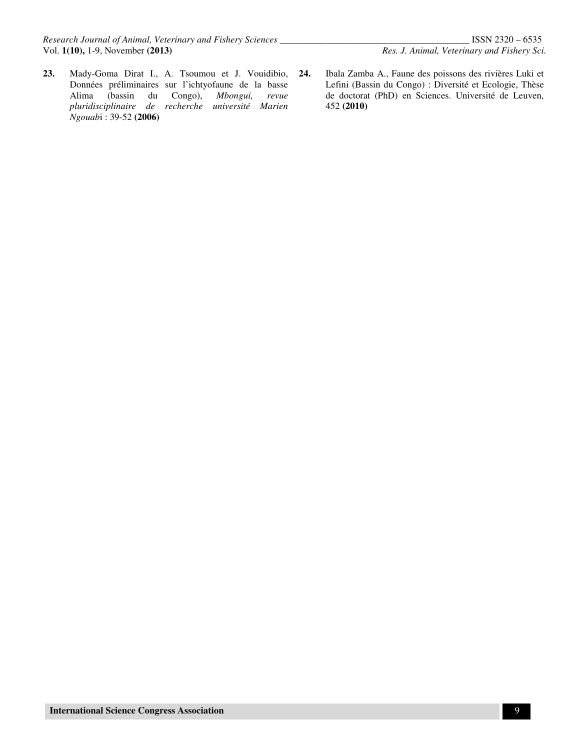**23.** Mady-Goma Dirat I., A. Tsoumou et J. Vouidibio, Données préliminaires sur l'ichtyofaune de la basse Alima (bassin du Congo), *Mbongui, revue pluridisciplinaire de recherche université Marien Ngouab*i : 39-52 **(2006)**

**24.** Ibala Zamba A., Faune des poissons des rivières Luki et Lefini (Bassin du Congo) : Diversité et Ecologie, Thèse de doctorat (PhD) en Sciences. Université de Leuven, 452 **(2010)**